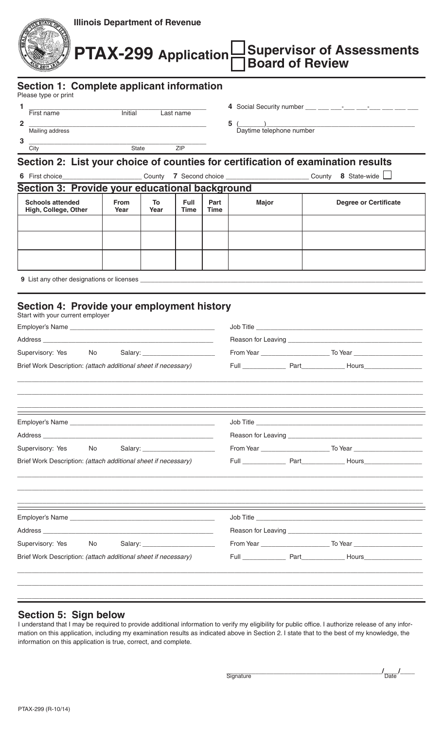Illinois Department of Revenue

# PTAX-299 Application

☐ Supervisor of Assessments
☐ Board of Review

## Section 1: Complete applicant information

Please type or print

1 ______________________________
First name Initial Last name

2 ______________________________
Mailing address

3 ______________________________
City State ZIP

4 Social Security number ___ ___ ___-___ ___-___ ___ ___ ___

5 (_____)______________________
Daytime telephone number

## Section 2: List your choice of counties for certification of examination results

6 First choice__________________ County 7 Second choice __________________ County 8 State-wide ☐

## Section 3: Provide your educational background

| Schools attended High, College, Other | From Year | To Year | Full Time | Part Time | Major | Degree or Certificate |
|---|---|---|---|---|---|---|
| | | | | | | |
| | | | | | | |
| | | | | | | |

9 List any other designations or licenses ______________________________

## Section 4: Provide your employment history

Start with your current employer

Employer's Name ______________________________ Job Title ______________________________

Address ______________________________ Reason for Leaving ______________________________

Supervisory: Yes No Salary: ______________ From Year ______________ To Year ______________

Brief Work Description: *(attach additional sheet if necessary)* Full __________ Part __________ Hours __________

______________________________

______________________________

______________________________

Employer's Name ______________________________ Job Title ______________________________

Address ______________________________ Reason for Leaving ______________________________

Supervisory: Yes No Salary: ______________ From Year ______________ To Year ______________

Brief Work Description: *(attach additional sheet if necessary)* Full __________ Part __________ Hours __________

______________________________

______________________________

______________________________

Employer's Name ______________________________ Job Title ______________________________

Address ______________________________ Reason for Leaving ______________________________

Supervisory: Yes No Salary: ______________ From Year ______________ To Year ______________

Brief Work Description: *(attach additional sheet if necessary)* Full __________ Part __________ Hours __________

______________________________

______________________________

______________________________

## Section 5: Sign below

I understand that I may be required to provide additional information to verify my eligibility for public office. I authorize release of any information on this application, including my examination results as indicated above in Section 2. I state that to the best of my knowledge, the information on this application is true, correct, and complete.

______________________________ ___/___/___
Signature Date

PTAX-299 (R-10/14)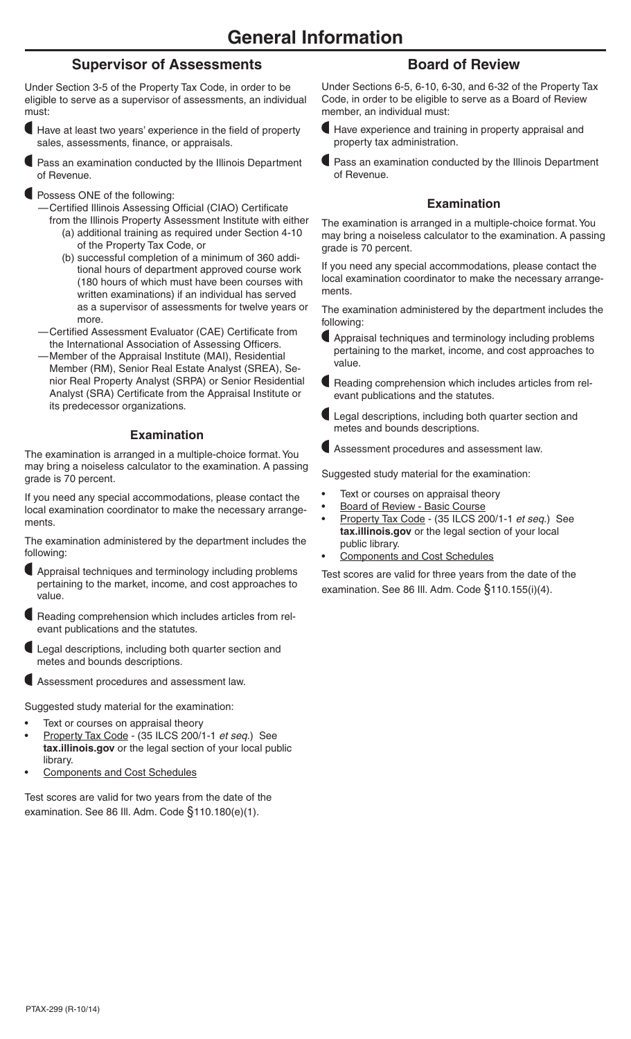# General Information

## Supervisor of Assessments

Under Section 3-5 of the Property Tax Code, in order to be eligible to serve as a supervisor of assessments, an individual must:

- Have at least two years' experience in the field of property sales, assessments, finance, or appraisals.
- Pass an examination conducted by the Illinois Department of Revenue.
- Possess ONE of the following:
  - —Certified Illinois Assessing Official (CIAO) Certificate from the Illinois Property Assessment Institute with either
    - (a) additional training as required under Section 4-10 of the Property Tax Code, or
    - (b) successful completion of a minimum of 360 additional hours of department approved course work (180 hours of which must have been courses with written examinations) if an individual has served as a supervisor of assessments for twelve years or more.
  - —Certified Assessment Evaluator (CAE) Certificate from the International Association of Assessing Officers.
  - —Member of the Appraisal Institute (MAI), Residential Member (RM), Senior Real Estate Analyst (SREA), Senior Real Property Analyst (SRPA) or Senior Residential Analyst (SRA) Certificate from the Appraisal Institute or its predecessor organizations.

### Examination

The examination is arranged in a multiple-choice format. You may bring a noiseless calculator to the examination. A passing grade is 70 percent.

If you need any special accommodations, please contact the local examination coordinator to make the necessary arrangements.

The examination administered by the department includes the following:

- Appraisal techniques and terminology including problems pertaining to the market, income, and cost approaches to value.
- Reading comprehension which includes articles from relevant publications and the statutes.
- Legal descriptions, including both quarter section and metes and bounds descriptions.
- Assessment procedures and assessment law.

Suggested study material for the examination:

- Text or courses on appraisal theory
- Property Tax Code - (35 ILCS 200/1-1 *et seq.*) See **tax.illinois.gov** or the legal section of your local public library.
- Components and Cost Schedules

Test scores are valid for two years from the date of the examination. See 86 Ill. Adm. Code §110.180(e)(1).

## Board of Review

Under Sections 6-5, 6-10, 6-30, and 6-32 of the Property Tax Code, in order to be eligible to serve as a Board of Review member, an individual must:

- Have experience and training in property appraisal and property tax administration.
- Pass an examination conducted by the Illinois Department of Revenue.

### Examination

The examination is arranged in a multiple-choice format. You may bring a noiseless calculator to the examination. A passing grade is 70 percent.

If you need any special accommodations, please contact the local examination coordinator to make the necessary arrangements.

The examination administered by the department includes the following:

- Appraisal techniques and terminology including problems pertaining to the market, income, and cost approaches to value.
- Reading comprehension which includes articles from relevant publications and the statutes.
- Legal descriptions, including both quarter section and metes and bounds descriptions.
- Assessment procedures and assessment law.

Suggested study material for the examination:

- Text or courses on appraisal theory
- Board of Review - Basic Course
- Property Tax Code - (35 ILCS 200/1-1 *et seq.*) See **tax.illinois.gov** or the legal section of your local public library.
- Components and Cost Schedules

Test scores are valid for three years from the date of the examination. See 86 Ill. Adm. Code §110.155(i)(4).

PTAX-299 (R-10/14)